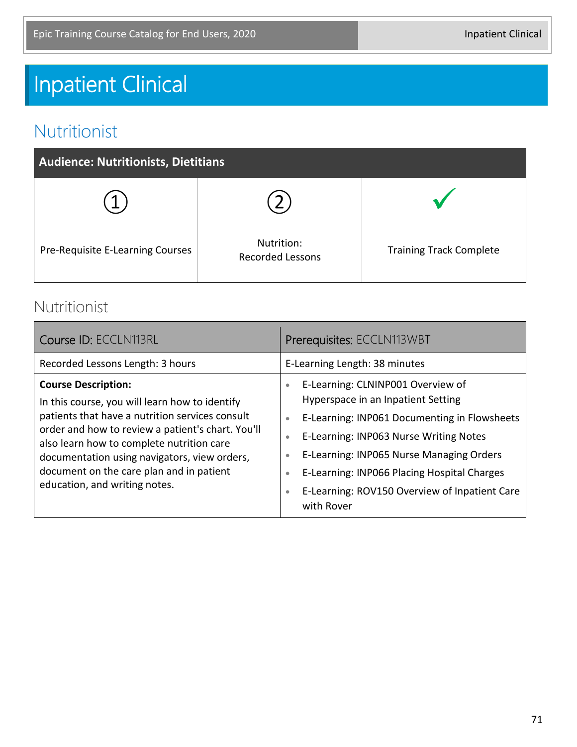# Inpatient Clinical

## Nutritionist

| Audience: Nutritionists, Dietitians | | |
|---|---|---|
| ① Pre-Requisite E-Learning Courses | ② Nutrition: Recorded Lessons | ✓ Training Track Complete |

### Nutritionist

| Course ID: ECCLN113RL | Prerequisites: ECCLN113WBT |
|---|---|
| Recorded Lessons Length: 3 hours | E-Learning Length: 38 minutes |
| **Course Description:** In this course, you will learn how to identify patients that have a nutrition services consult order and how to review a patient's chart. You'll also learn how to complete nutrition care documentation using navigators, view orders, document on the care plan and in patient education, and writing notes. | • E-Learning: CLNINP001 Overview of Hyperspace in an Inpatient Setting<br>• E-Learning: INP061 Documenting in Flowsheets<br>• E-Learning: INP063 Nurse Writing Notes<br>• E-Learning: INP065 Nurse Managing Orders<br>• E-Learning: INP066 Placing Hospital Charges<br>• E-Learning: ROV150 Overview of Inpatient Care with Rover |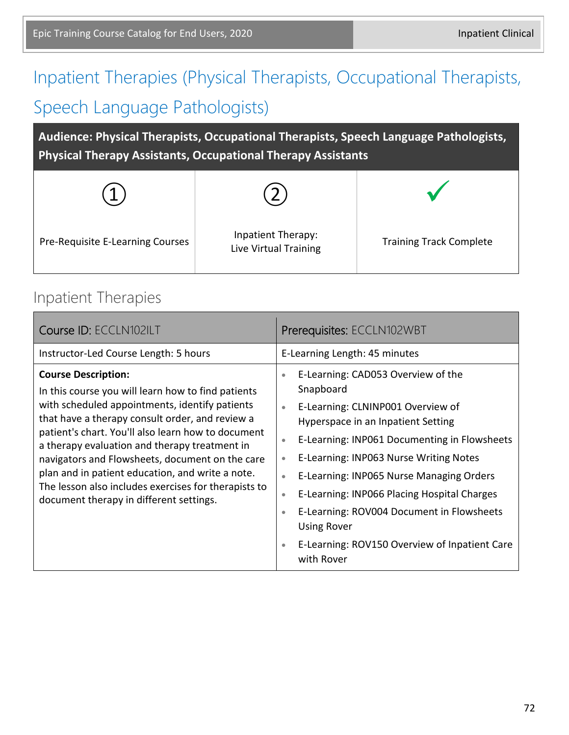# Inpatient Therapies (Physical Therapists, Occupational Therapists, Speech Language Pathologists)

**Audience: Physical Therapists, Occupational Therapists, Speech Language Pathologists, Physical Therapy Assistants, Occupational Therapy Assistants**

| ① | ② | ✓ |
|---|---|---|
| Pre-Requisite E-Learning Courses | Inpatient Therapy: Live Virtual Training | Training Track Complete |

## Inpatient Therapies

| Course ID: ECCLN102ILT | Prerequisites: ECCLN102WBT |
|---|---|
| Instructor-Led Course Length: 5 hours | E-Learning Length: 45 minutes |
| **Course Description:** In this course you will learn how to find patients with scheduled appointments, identify patients that have a therapy consult order, and review a patient's chart. You'll also learn how to document a therapy evaluation and therapy treatment in navigators and Flowsheets, document on the care plan and in patient education, and write a note. The lesson also includes exercises for therapists to document therapy in different settings. | • E-Learning: CAD053 Overview of the Snapboard<br>• E-Learning: CLNINP001 Overview of Hyperspace in an Inpatient Setting<br>• E-Learning: INP061 Documenting in Flowsheets<br>• E-Learning: INP063 Nurse Writing Notes<br>• E-Learning: INP065 Nurse Managing Orders<br>• E-Learning: INP066 Placing Hospital Charges<br>• E-Learning: ROV004 Document in Flowsheets Using Rover<br>• E-Learning: ROV150 Overview of Inpatient Care with Rover |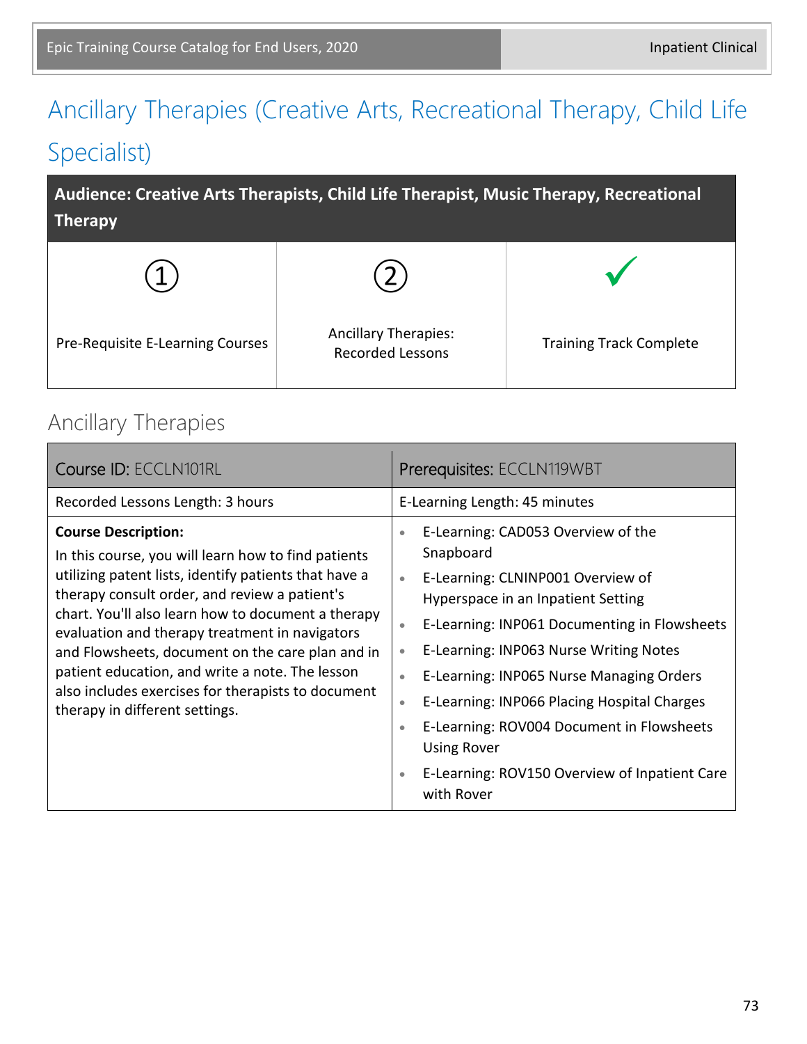# Ancillary Therapies (Creative Arts, Recreational Therapy, Child Life Specialist)

| Audience: Creative Arts Therapists, Child Life Therapist, Music Therapy, Recreational Therapy | | |
|---|---|---|
| ① Pre-Requisite E-Learning Courses | ② Ancillary Therapies: Recorded Lessons | ✓ Training Track Complete |

## Ancillary Therapies

| Course ID: ECCLN101RL | Prerequisites: ECCLN119WBT |
|---|---|
| Recorded Lessons Length: 3 hours | E-Learning Length: 45 minutes |
| **Course Description:** In this course, you will learn how to find patients utilizing patent lists, identify patients that have a therapy consult order, and review a patient's chart. You'll also learn how to document a therapy evaluation and therapy treatment in navigators and Flowsheets, document on the care plan and in patient education, and write a note. The lesson also includes exercises for therapists to document therapy in different settings. | • E-Learning: CAD053 Overview of the Snapboard<br>• E-Learning: CLNINP001 Overview of Hyperspace in an Inpatient Setting<br>• E-Learning: INP061 Documenting in Flowsheets<br>• E-Learning: INP063 Nurse Writing Notes<br>• E-Learning: INP065 Nurse Managing Orders<br>• E-Learning: INP066 Placing Hospital Charges<br>• E-Learning: ROV004 Document in Flowsheets Using Rover<br>• E-Learning: ROV150 Overview of Inpatient Care with Rover |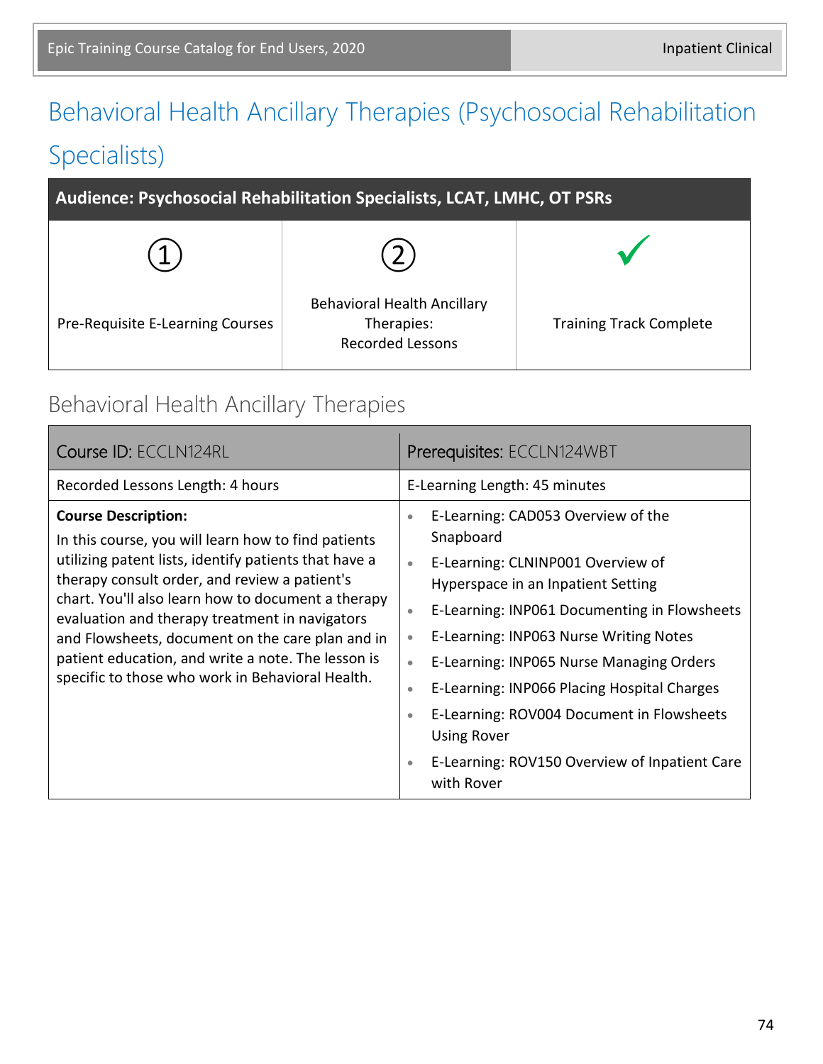# Behavioral Health Ancillary Therapies (Psychosocial Rehabilitation Specialists)

| Audience: Psychosocial Rehabilitation Specialists, LCAT, LMHC, OT PSRs | | |
|---|---|---|
| ① Pre-Requisite E-Learning Courses | ② Behavioral Health Ancillary Therapies: Recorded Lessons | ✓ Training Track Complete |

## Behavioral Health Ancillary Therapies

| Course ID: ECCLN124RL | Prerequisites: ECCLN124WBT |
|---|---|
| Recorded Lessons Length: 4 hours | E-Learning Length: 45 minutes |
| **Course Description:** In this course, you will learn how to find patients utilizing patent lists, identify patients that have a therapy consult order, and review a patient's chart. You'll also learn how to document a therapy evaluation and therapy treatment in navigators and Flowsheets, document on the care plan and in patient education, and write a note. The lesson is specific to those who work in Behavioral Health. | • E-Learning: CAD053 Overview of the Snapboard<br>• E-Learning: CLNINP001 Overview of Hyperspace in an Inpatient Setting<br>• E-Learning: INP061 Documenting in Flowsheets<br>• E-Learning: INP063 Nurse Writing Notes<br>• E-Learning: INP065 Nurse Managing Orders<br>• E-Learning: INP066 Placing Hospital Charges<br>• E-Learning: ROV004 Document in Flowsheets Using Rover<br>• E-Learning: ROV150 Overview of Inpatient Care with Rover |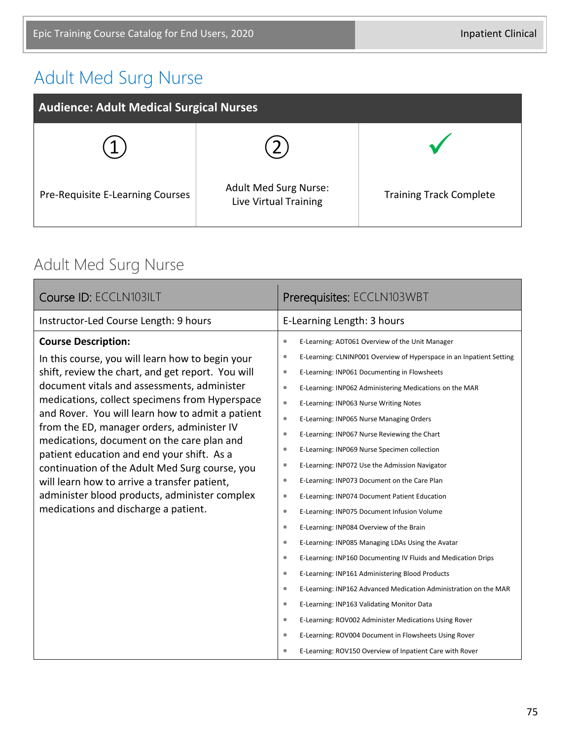# Adult Med Surg Nurse

| Audience: Adult Medical Surgical Nurses | | |
|---|---|---|
| ① Pre-Requisite E-Learning Courses | ② Adult Med Surg Nurse: Live Virtual Training | ✓ Training Track Complete |

## Adult Med Surg Nurse

| Course ID: ECCLN103ILT | Prerequisites: ECCLN103WBT |
|---|---|
| Instructor-Led Course Length: 9 hours | E-Learning Length: 3 hours |

**Course Description:**

In this course, you will learn how to begin your shift, review the chart, and get report. You will document vitals and assessments, administer medications, collect specimens from Hyperspace and Rover. You will learn how to admit a patient from the ED, manager orders, administer IV medications, document on the care plan and patient education and end your shift. As a continuation of the Adult Med Surg course, you will learn how to arrive a transfer patient, administer blood products, administer complex medications and discharge a patient.

- E-Learning: ADT061 Overview of the Unit Manager
- E-Learning: CLNINP001 Overview of Hyperspace in an Inpatient Setting
- E-Learning: INP061 Documenting in Flowsheets
- E-Learning: INP062 Administering Medications on the MAR
- E-Learning: INP063 Nurse Writing Notes
- E-Learning: INP065 Nurse Managing Orders
- E-Learning: INP067 Nurse Reviewing the Chart
- E-Learning: INP069 Nurse Specimen collection
- E-Learning: INP072 Use the Admission Navigator
- E-Learning: INP073 Document on the Care Plan
- E-Learning: INP074 Document Patient Education
- E-Learning: INP075 Document Infusion Volume
- E-Learning: INP084 Overview of the Brain
- E-Learning: INP085 Managing LDAs Using the Avatar
- E-Learning: INP160 Documenting IV Fluids and Medication Drips
- E-Learning: INP161 Administering Blood Products
- E-Learning: INP162 Advanced Medication Administration on the MAR
- E-Learning: INP163 Validating Monitor Data
- E-Learning: ROV002 Administer Medications Using Rover
- E-Learning: ROV004 Document in Flowsheets Using Rover
- E-Learning: ROV150 Overview of Inpatient Care with Rover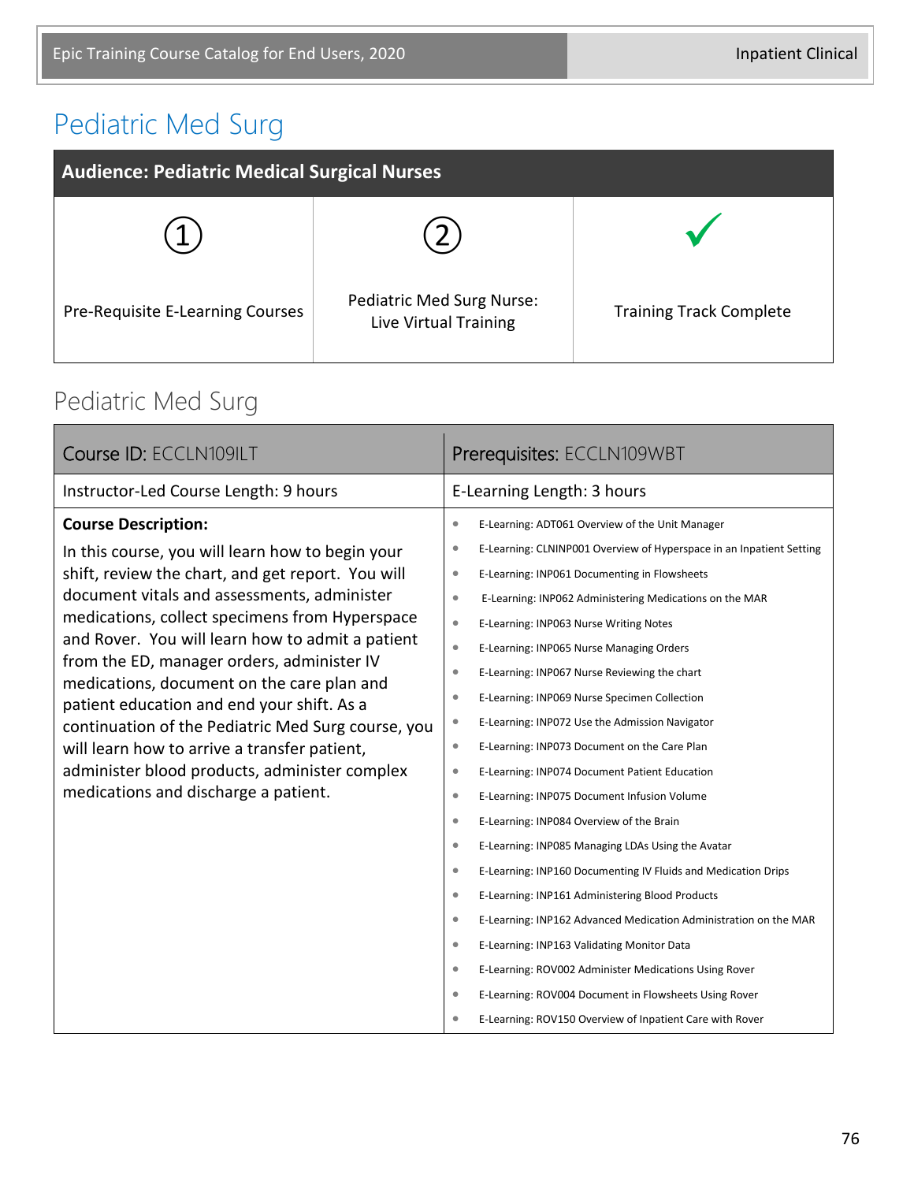# Pediatric Med Surg

| Audience: Pediatric Medical Surgical Nurses | | |
|---|---|---|
| ① Pre-Requisite E-Learning Courses | ② Pediatric Med Surg Nurse: Live Virtual Training | ✓ Training Track Complete |

## Pediatric Med Surg

| Course ID: ECCLN109ILT | Prerequisites: ECCLN109WBT |
|---|---|
| Instructor-Led Course Length: 9 hours | E-Learning Length: 3 hours |
| **Course Description:** In this course, you will learn how to begin your shift, review the chart, and get report. You will document vitals and assessments, administer medications, collect specimens from Hyperspace and Rover. You will learn how to admit a patient from the ED, manager orders, administer IV medications, document on the care plan and patient education and end your shift. As a continuation of the Pediatric Med Surg course, you will learn how to arrive a transfer patient, administer blood products, administer complex medications and discharge a patient. | • E-Learning: ADT061 Overview of the Unit Manager<br>• E-Learning: CLNINP001 Overview of Hyperspace in an Inpatient Setting<br>• E-Learning: INP061 Documenting in Flowsheets<br>• E-Learning: INP062 Administering Medications on the MAR<br>• E-Learning: INP063 Nurse Writing Notes<br>• E-Learning: INP065 Nurse Managing Orders<br>• E-Learning: INP067 Nurse Reviewing the chart<br>• E-Learning: INP069 Nurse Specimen Collection<br>• E-Learning: INP072 Use the Admission Navigator<br>• E-Learning: INP073 Document on the Care Plan<br>• E-Learning: INP074 Document Patient Education<br>• E-Learning: INP075 Document Infusion Volume<br>• E-Learning: INP084 Overview of the Brain<br>• E-Learning: INP085 Managing LDAs Using the Avatar<br>• E-Learning: INP160 Documenting IV Fluids and Medication Drips<br>• E-Learning: INP161 Administering Blood Products<br>• E-Learning: INP162 Advanced Medication Administration on the MAR<br>• E-Learning: INP163 Validating Monitor Data<br>• E-Learning: ROV002 Administer Medications Using Rover<br>• E-Learning: ROV004 Document in Flowsheets Using Rover<br>• E-Learning: ROV150 Overview of Inpatient Care with Rover |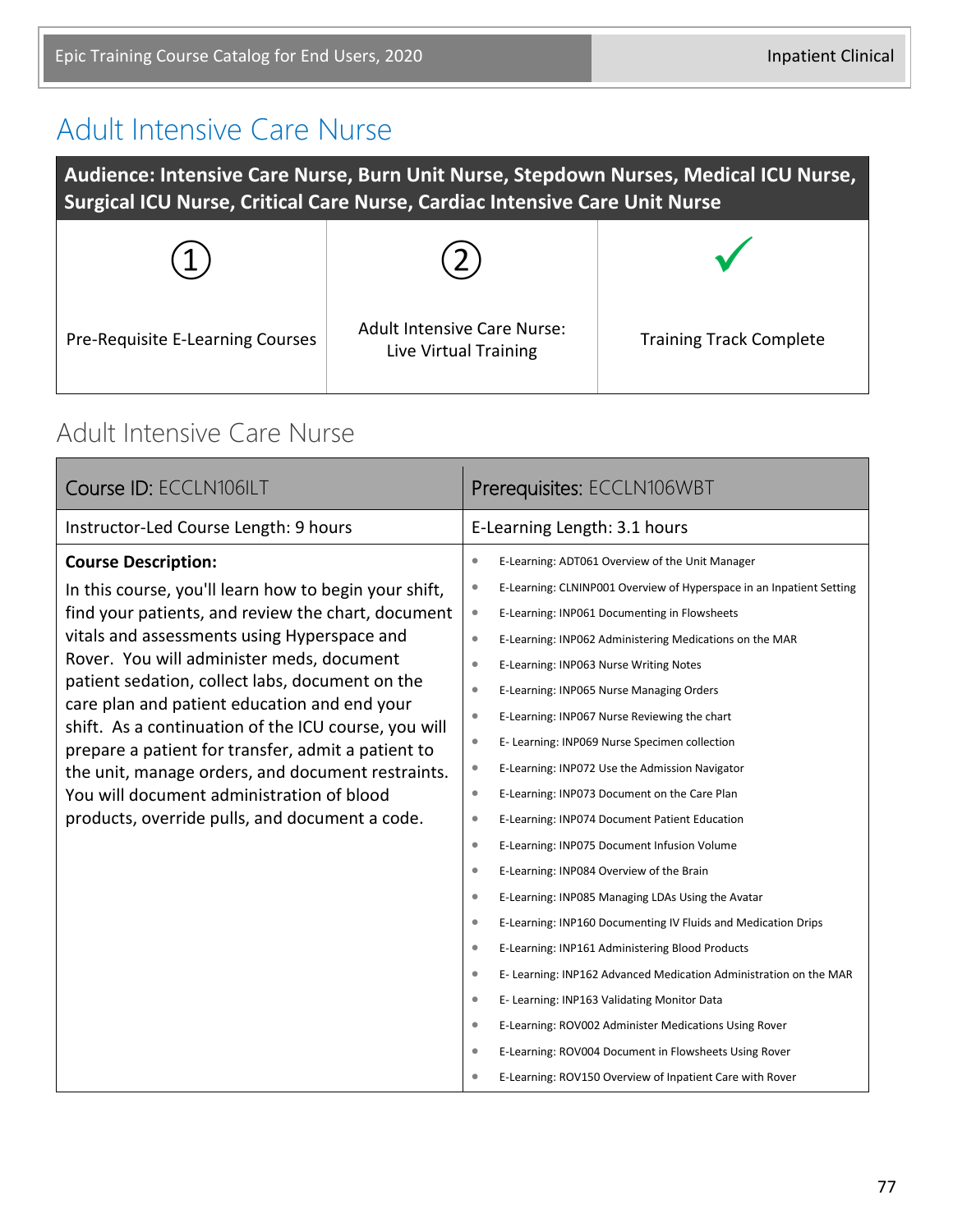# Adult Intensive Care Nurse

**Audience: Intensive Care Nurse, Burn Unit Nurse, Stepdown Nurses, Medical ICU Nurse, Surgical ICU Nurse, Critical Care Nurse, Cardiac Intensive Care Unit Nurse**

| ① | ② | ✓ |
|---|---|---|
| Pre-Requisite E-Learning Courses | Adult Intensive Care Nurse: Live Virtual Training | Training Track Complete |

## Adult Intensive Care Nurse

| Course ID: ECCLN106ILT | Prerequisites: ECCLN106WBT |
|---|---|
| Instructor-Led Course Length: 9 hours | E-Learning Length: 3.1 hours |
| **Course Description:** In this course, you'll learn how to begin your shift, find your patients, and review the chart, document vitals and assessments using Hyperspace and Rover. You will administer meds, document patient sedation, collect labs, document on the care plan and patient education and end your shift. As a continuation of the ICU course, you will prepare a patient for transfer, admit a patient to the unit, manage orders, and document restraints. You will document administration of blood products, override pulls, and document a code. | • E-Learning: ADT061 Overview of the Unit Manager<br>• E-Learning: CLNINP001 Overview of Hyperspace in an Inpatient Setting<br>• E-Learning: INP061 Documenting in Flowsheets<br>• E-Learning: INP062 Administering Medications on the MAR<br>• E-Learning: INP063 Nurse Writing Notes<br>• E-Learning: INP065 Nurse Managing Orders<br>• E-Learning: INP067 Nurse Reviewing the chart<br>• E- Learning: INP069 Nurse Specimen collection<br>• E-Learning: INP072 Use the Admission Navigator<br>• E-Learning: INP073 Document on the Care Plan<br>• E-Learning: INP074 Document Patient Education<br>• E-Learning: INP075 Document Infusion Volume<br>• E-Learning: INP084 Overview of the Brain<br>• E-Learning: INP085 Managing LDAs Using the Avatar<br>• E-Learning: INP160 Documenting IV Fluids and Medication Drips<br>• E-Learning: INP161 Administering Blood Products<br>• E- Learning: INP162 Advanced Medication Administration on the MAR<br>• E- Learning: INP163 Validating Monitor Data<br>• E-Learning: ROV002 Administer Medications Using Rover<br>• E-Learning: ROV004 Document in Flowsheets Using Rover<br>• E-Learning: ROV150 Overview of Inpatient Care with Rover |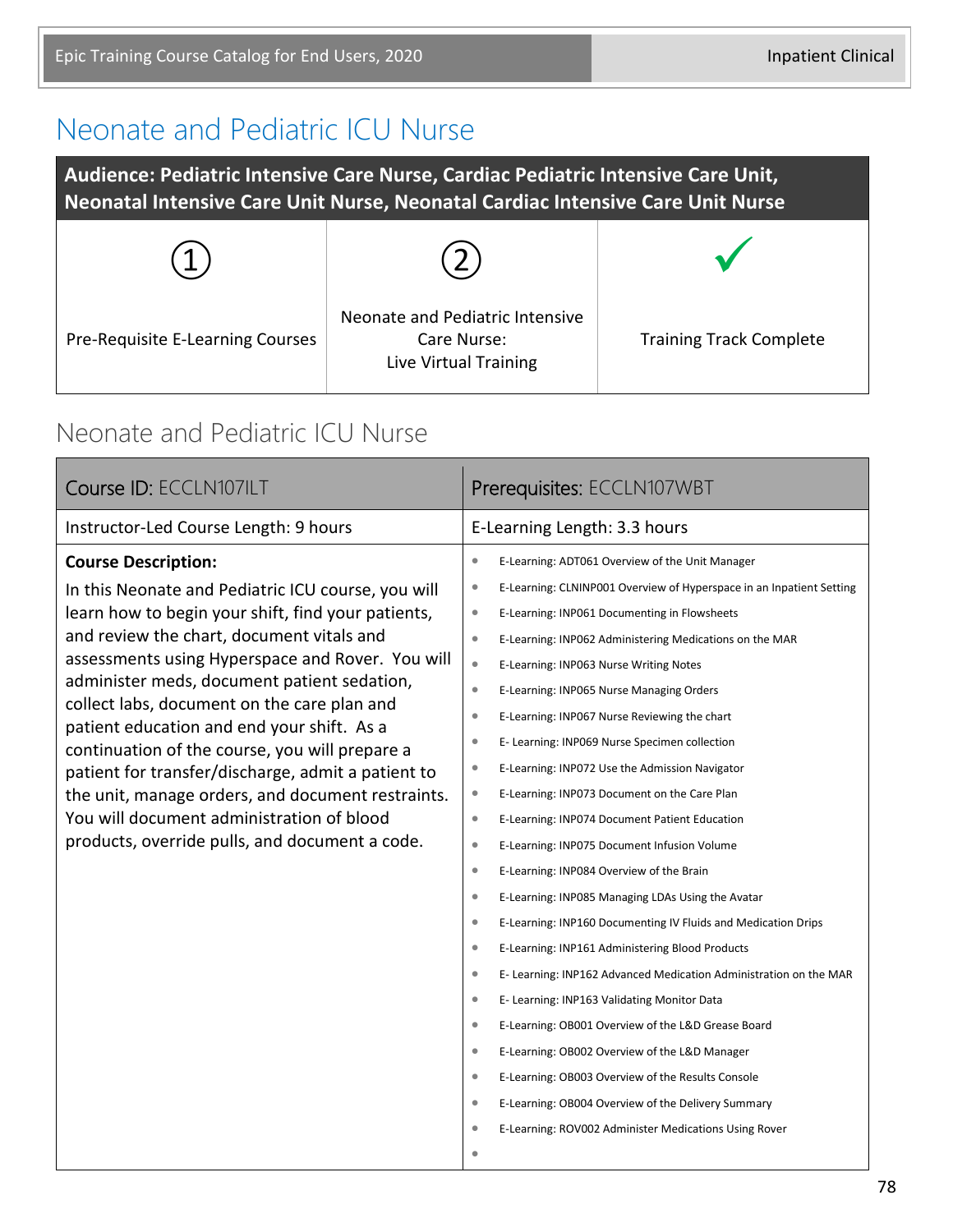# Neonate and Pediatric ICU Nurse

**Audience: Pediatric Intensive Care Nurse, Cardiac Pediatric Intensive Care Unit, Neonatal Intensive Care Unit Nurse, Neonatal Cardiac Intensive Care Unit Nurse**

| ① | ② | ✓ |
|---|---|---|
| Pre-Requisite E-Learning Courses | Neonate and Pediatric Intensive Care Nurse: Live Virtual Training | Training Track Complete |

## Neonate and Pediatric ICU Nurse

| Course ID: ECCLN107ILT | Prerequisites: ECCLN107WBT |
|---|---|
| Instructor-Led Course Length: 9 hours | E-Learning Length: 3.3 hours |
| **Course Description:** In this Neonate and Pediatric ICU course, you will learn how to begin your shift, find your patients, and review the chart, document vitals and assessments using Hyperspace and Rover. You will administer meds, document patient sedation, collect labs, document on the care plan and patient education and end your shift. As a continuation of the course, you will prepare a patient for transfer/discharge, admit a patient to the unit, manage orders, and document restraints. You will document administration of blood products, override pulls, and document a code. | • E-Learning: ADT061 Overview of the Unit Manager<br>• E-Learning: CLNINP001 Overview of Hyperspace in an Inpatient Setting<br>• E-Learning: INP061 Documenting in Flowsheets<br>• E-Learning: INP062 Administering Medications on the MAR<br>• E-Learning: INP063 Nurse Writing Notes<br>• E-Learning: INP065 Nurse Managing Orders<br>• E-Learning: INP067 Nurse Reviewing the chart<br>• E- Learning: INP069 Nurse Specimen collection<br>• E-Learning: INP072 Use the Admission Navigator<br>• E-Learning: INP073 Document on the Care Plan<br>• E-Learning: INP074 Document Patient Education<br>• E-Learning: INP075 Document Infusion Volume<br>• E-Learning: INP084 Overview of the Brain<br>• E-Learning: INP085 Managing LDAs Using the Avatar<br>• E-Learning: INP160 Documenting IV Fluids and Medication Drips<br>• E-Learning: INP161 Administering Blood Products<br>• E- Learning: INP162 Advanced Medication Administration on the MAR<br>• E- Learning: INP163 Validating Monitor Data<br>• E-Learning: OB001 Overview of the L&D Grease Board<br>• E-Learning: OB002 Overview of the L&D Manager<br>• E-Learning: OB003 Overview of the Results Console<br>• E-Learning: OB004 Overview of the Delivery Summary<br>• E-Learning: ROV002 Administer Medications Using Rover<br>• |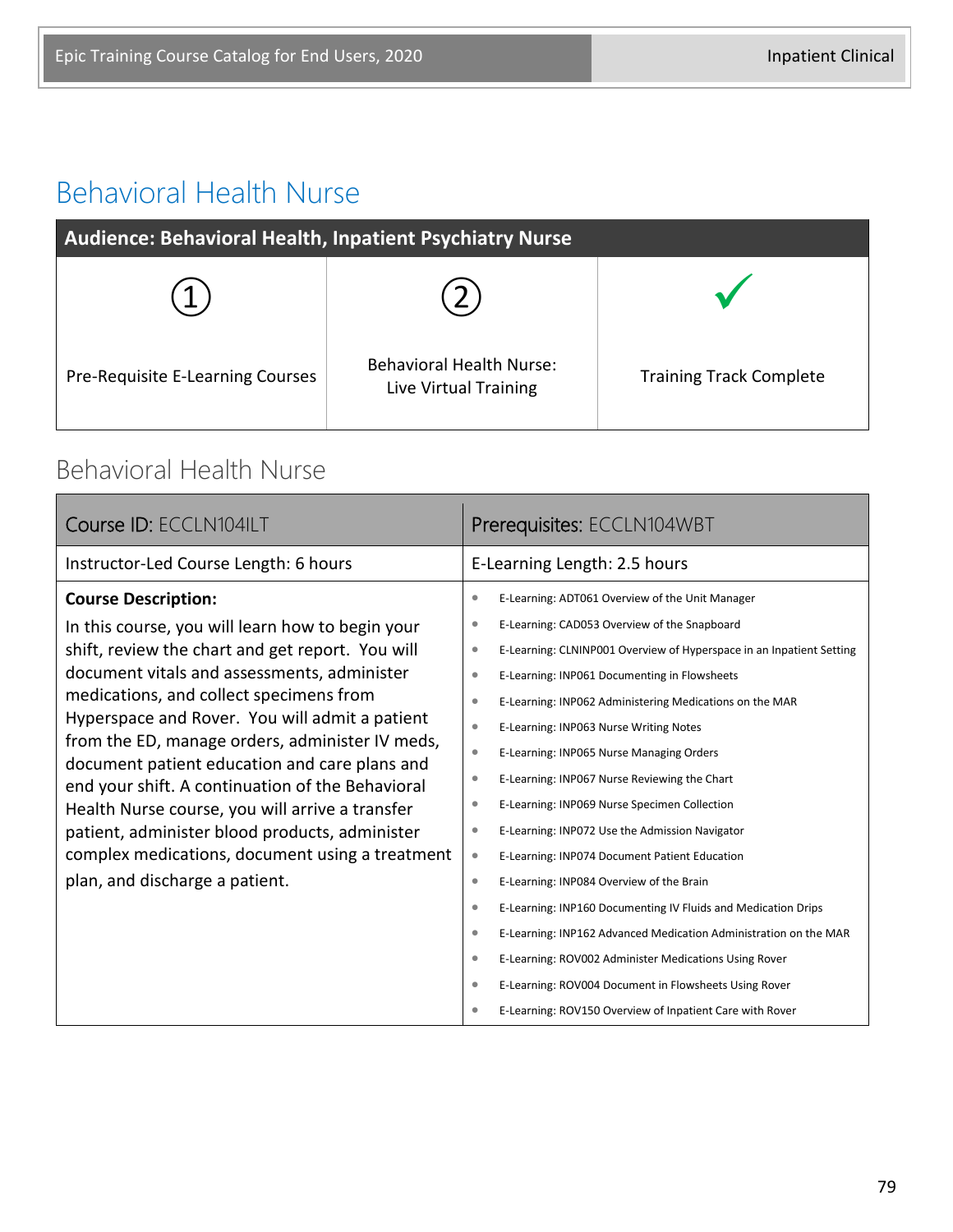# Behavioral Health Nurse

| Audience: Behavioral Health, Inpatient Psychiatry Nurse | | |
|---|---|---|
| ① Pre-Requisite E-Learning Courses | ② Behavioral Health Nurse: Live Virtual Training | ✓ Training Track Complete |

## Behavioral Health Nurse

| Course ID: ECCLN104ILT | Prerequisites: ECCLN104WBT |
|---|---|
| Instructor-Led Course Length: 6 hours | E-Learning Length: 2.5 hours |
| **Course Description:** In this course, you will learn how to begin your shift, review the chart and get report. You will document vitals and assessments, administer medications, and collect specimens from Hyperspace and Rover. You will admit a patient from the ED, manage orders, administer IV meds, document patient education and care plans and end your shift. A continuation of the Behavioral Health Nurse course, you will arrive a transfer patient, administer blood products, administer complex medications, document using a treatment plan, and discharge a patient. | • E-Learning: ADT061 Overview of the Unit Manager<br>• E-Learning: CAD053 Overview of the Snapboard<br>• E-Learning: CLNINP001 Overview of Hyperspace in an Inpatient Setting<br>• E-Learning: INP061 Documenting in Flowsheets<br>• E-Learning: INP062 Administering Medications on the MAR<br>• E-Learning: INP063 Nurse Writing Notes<br>• E-Learning: INP065 Nurse Managing Orders<br>• E-Learning: INP067 Nurse Reviewing the Chart<br>• E-Learning: INP069 Nurse Specimen Collection<br>• E-Learning: INP072 Use the Admission Navigator<br>• E-Learning: INP074 Document Patient Education<br>• E-Learning: INP084 Overview of the Brain<br>• E-Learning: INP160 Documenting IV Fluids and Medication Drips<br>• E-Learning: INP162 Advanced Medication Administration on the MAR<br>• E-Learning: ROV002 Administer Medications Using Rover<br>• E-Learning: ROV004 Document in Flowsheets Using Rover<br>• E-Learning: ROV150 Overview of Inpatient Care with Rover |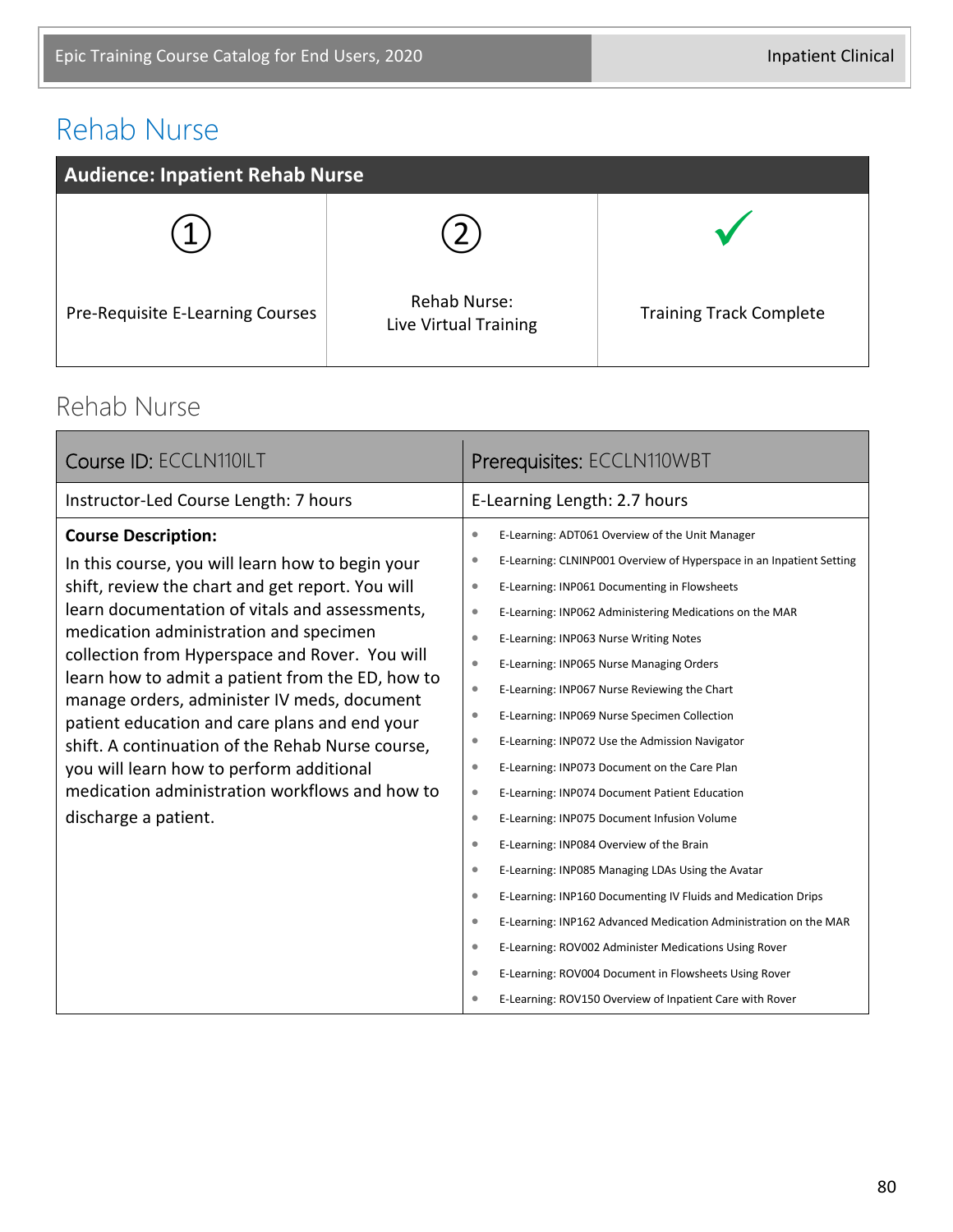# Rehab Nurse

| Audience: Inpatient Rehab Nurse | | |
|---|---|---|
| ① Pre-Requisite E-Learning Courses | ② Rehab Nurse: Live Virtual Training | ✓ Training Track Complete |

## Rehab Nurse

| Course ID: ECCLN110ILT | Prerequisites: ECCLN110WBT |
|---|---|
| Instructor-Led Course Length: 7 hours | E-Learning Length: 2.7 hours |
| **Course Description:** In this course, you will learn how to begin your shift, review the chart and get report. You will learn documentation of vitals and assessments, medication administration and specimen collection from Hyperspace and Rover. You will learn how to admit a patient from the ED, how to manage orders, administer IV meds, document patient education and care plans and end your shift. A continuation of the Rehab Nurse course, you will learn how to perform additional medication administration workflows and how to discharge a patient. | • E-Learning: ADT061 Overview of the Unit Manager<br>• E-Learning: CLNINP001 Overview of Hyperspace in an Inpatient Setting<br>• E-Learning: INP061 Documenting in Flowsheets<br>• E-Learning: INP062 Administering Medications on the MAR<br>• E-Learning: INP063 Nurse Writing Notes<br>• E-Learning: INP065 Nurse Managing Orders<br>• E-Learning: INP067 Nurse Reviewing the Chart<br>• E-Learning: INP069 Nurse Specimen Collection<br>• E-Learning: INP072 Use the Admission Navigator<br>• E-Learning: INP073 Document on the Care Plan<br>• E-Learning: INP074 Document Patient Education<br>• E-Learning: INP075 Document Infusion Volume<br>• E-Learning: INP084 Overview of the Brain<br>• E-Learning: INP085 Managing LDAs Using the Avatar<br>• E-Learning: INP160 Documenting IV Fluids and Medication Drips<br>• E-Learning: INP162 Advanced Medication Administration on the MAR<br>• E-Learning: ROV002 Administer Medications Using Rover<br>• E-Learning: ROV004 Document in Flowsheets Using Rover<br>• E-Learning: ROV150 Overview of Inpatient Care with Rover |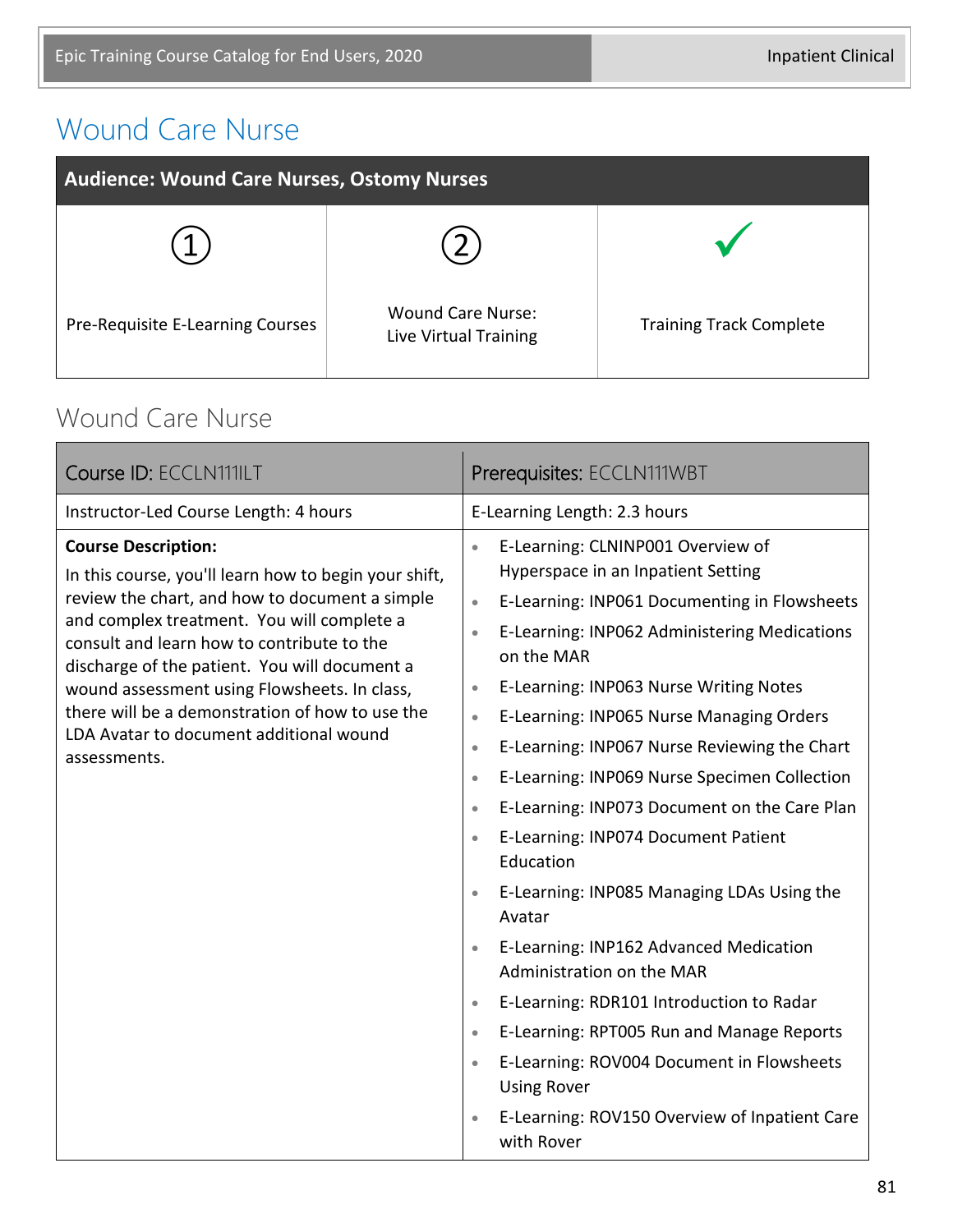# Wound Care Nurse

| Audience: Wound Care Nurses, Ostomy Nurses | | |
|---|---|---|
| ① Pre-Requisite E-Learning Courses | ② Wound Care Nurse: Live Virtual Training | ✓ Training Track Complete |

## Wound Care Nurse

| Course ID: ECCLN111ILT | Prerequisites: ECCLN111WBT |
|---|---|
| Instructor-Led Course Length: 4 hours | E-Learning Length: 2.3 hours |
| **Course Description:** In this course, you'll learn how to begin your shift, review the chart, and how to document a simple and complex treatment. You will complete a consult and learn how to contribute to the discharge of the patient. You will document a wound assessment using Flowsheets. In class, there will be a demonstration of how to use the LDA Avatar to document additional wound assessments. | • E-Learning: CLNINP001 Overview of Hyperspace in an Inpatient Setting<br>• E-Learning: INP061 Documenting in Flowsheets<br>• E-Learning: INP062 Administering Medications on the MAR<br>• E-Learning: INP063 Nurse Writing Notes<br>• E-Learning: INP065 Nurse Managing Orders<br>• E-Learning: INP067 Nurse Reviewing the Chart<br>• E-Learning: INP069 Nurse Specimen Collection<br>• E-Learning: INP073 Document on the Care Plan<br>• E-Learning: INP074 Document Patient Education<br>• E-Learning: INP085 Managing LDAs Using the Avatar<br>• E-Learning: INP162 Advanced Medication Administration on the MAR<br>• E-Learning: RDR101 Introduction to Radar<br>• E-Learning: RPT005 Run and Manage Reports<br>• E-Learning: ROV004 Document in Flowsheets Using Rover<br>• E-Learning: ROV150 Overview of Inpatient Care with Rover |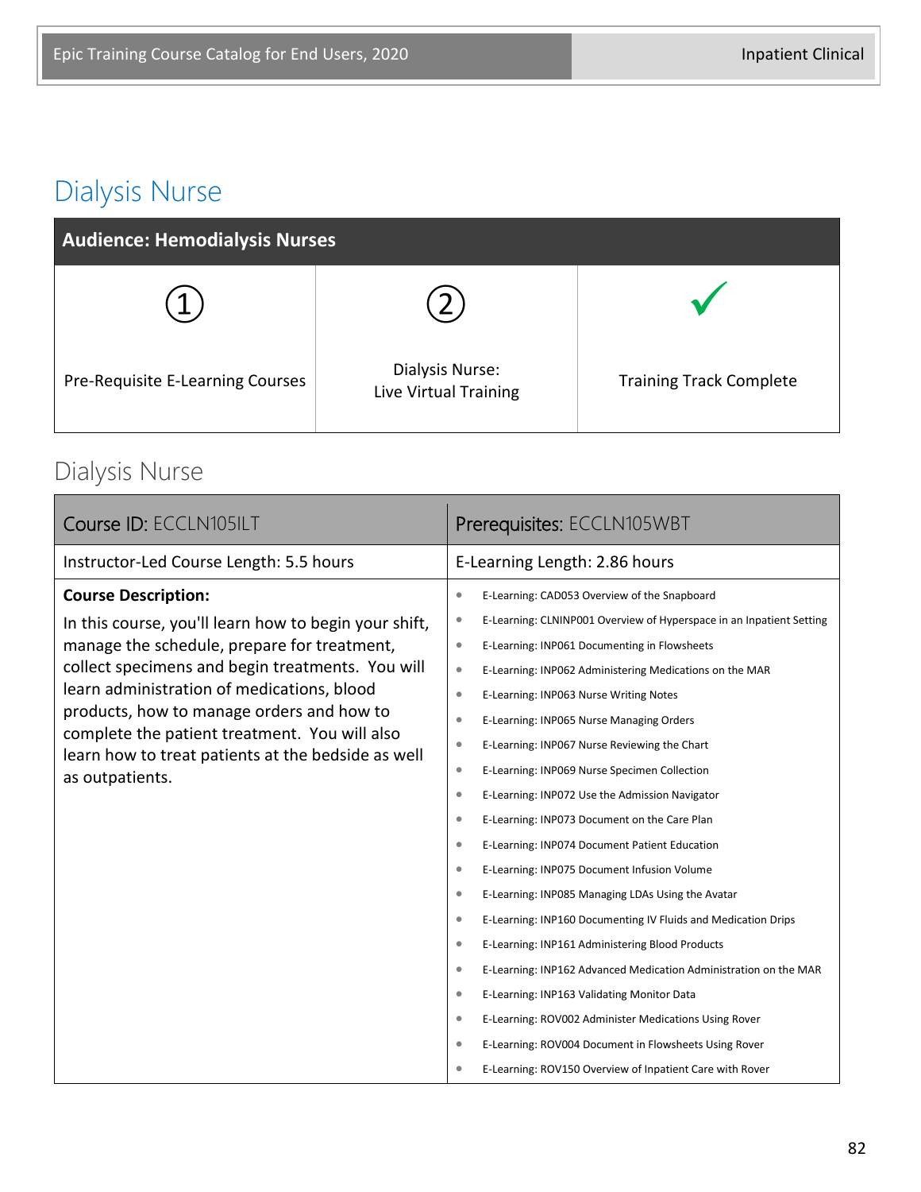# Dialysis Nurse

| Audience: Hemodialysis Nurses | | |
|---|---|---|
| ① Pre-Requisite E-Learning Courses | ② Dialysis Nurse: Live Virtual Training | ✓ Training Track Complete |

## Dialysis Nurse

| Course ID: ECCLN105ILT | Prerequisites: ECCLN105WBT |
|---|---|
| Instructor-Led Course Length: 5.5 hours | E-Learning Length: 2.86 hours |
| **Course Description:** In this course, you'll learn how to begin your shift, manage the schedule, prepare for treatment, collect specimens and begin treatments. You will learn administration of medications, blood products, how to manage orders and how to complete the patient treatment. You will also learn how to treat patients at the bedside as well as outpatients. | • E-Learning: CAD053 Overview of the Snapboard<br>• E-Learning: CLNINP001 Overview of Hyperspace in an Inpatient Setting<br>• E-Learning: INP061 Documenting in Flowsheets<br>• E-Learning: INP062 Administering Medications on the MAR<br>• E-Learning: INP063 Nurse Writing Notes<br>• E-Learning: INP065 Nurse Managing Orders<br>• E-Learning: INP067 Nurse Reviewing the Chart<br>• E-Learning: INP069 Nurse Specimen Collection<br>• E-Learning: INP072 Use the Admission Navigator<br>• E-Learning: INP073 Document on the Care Plan<br>• E-Learning: INP074 Document Patient Education<br>• E-Learning: INP075 Document Infusion Volume<br>• E-Learning: INP085 Managing LDAs Using the Avatar<br>• E-Learning: INP160 Documenting IV Fluids and Medication Drips<br>• E-Learning: INP161 Administering Blood Products<br>• E-Learning: INP162 Advanced Medication Administration on the MAR<br>• E-Learning: INP163 Validating Monitor Data<br>• E-Learning: ROV002 Administer Medications Using Rover<br>• E-Learning: ROV004 Document in Flowsheets Using Rover<br>• E-Learning: ROV150 Overview of Inpatient Care with Rover |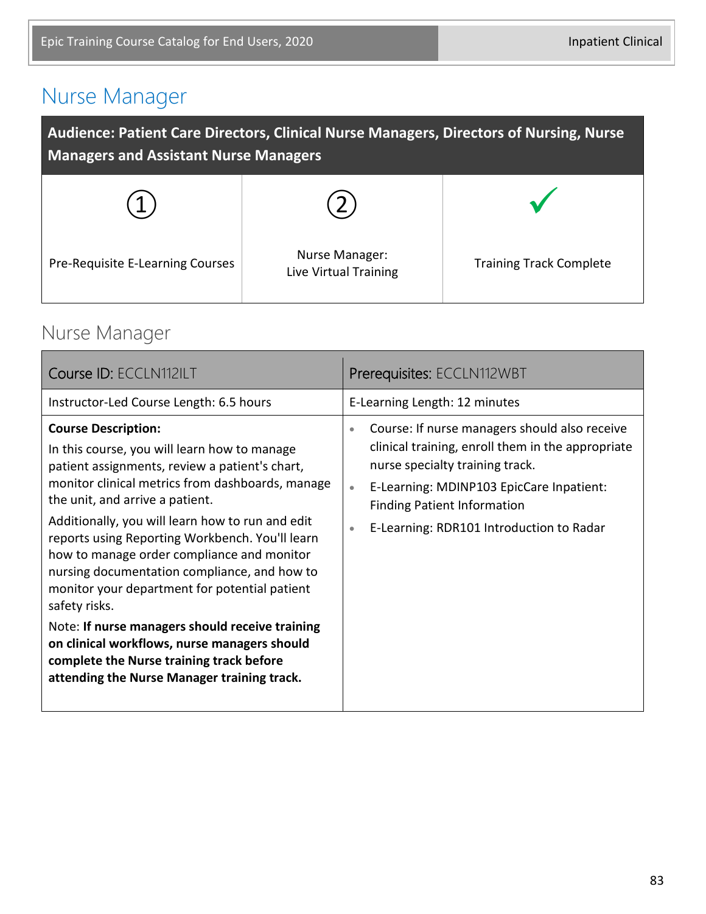# Nurse Manager

| **Audience: Patient Care Directors, Clinical Nurse Managers, Directors of Nursing, Nurse Managers and Assistant Nurse Managers** | | |
|---|---|---|
| ① Pre-Requisite E-Learning Courses | ② Nurse Manager: Live Virtual Training | ✓ Training Track Complete |

## Nurse Manager

| Course ID: ECCLN112ILT | Prerequisites: ECCLN112WBT |
|---|---|
| Instructor-Led Course Length: 6.5 hours | E-Learning Length: 12 minutes |
| **Course Description:**<br>In this course, you will learn how to manage patient assignments, review a patient's chart, monitor clinical metrics from dashboards, manage the unit, and arrive a patient.<br>Additionally, you will learn how to run and edit reports using Reporting Workbench. You'll learn how to manage order compliance and monitor nursing documentation compliance, and how to monitor your department for potential patient safety risks.<br>Note: **If nurse managers should receive training on clinical workflows, nurse managers should complete the Nurse training track before attending the Nurse Manager training track.** | • Course: If nurse managers should also receive clinical training, enroll them in the appropriate nurse specialty training track.<br>• E-Learning: MDINP103 EpicCare Inpatient: Finding Patient Information<br>• E-Learning: RDR101 Introduction to Radar |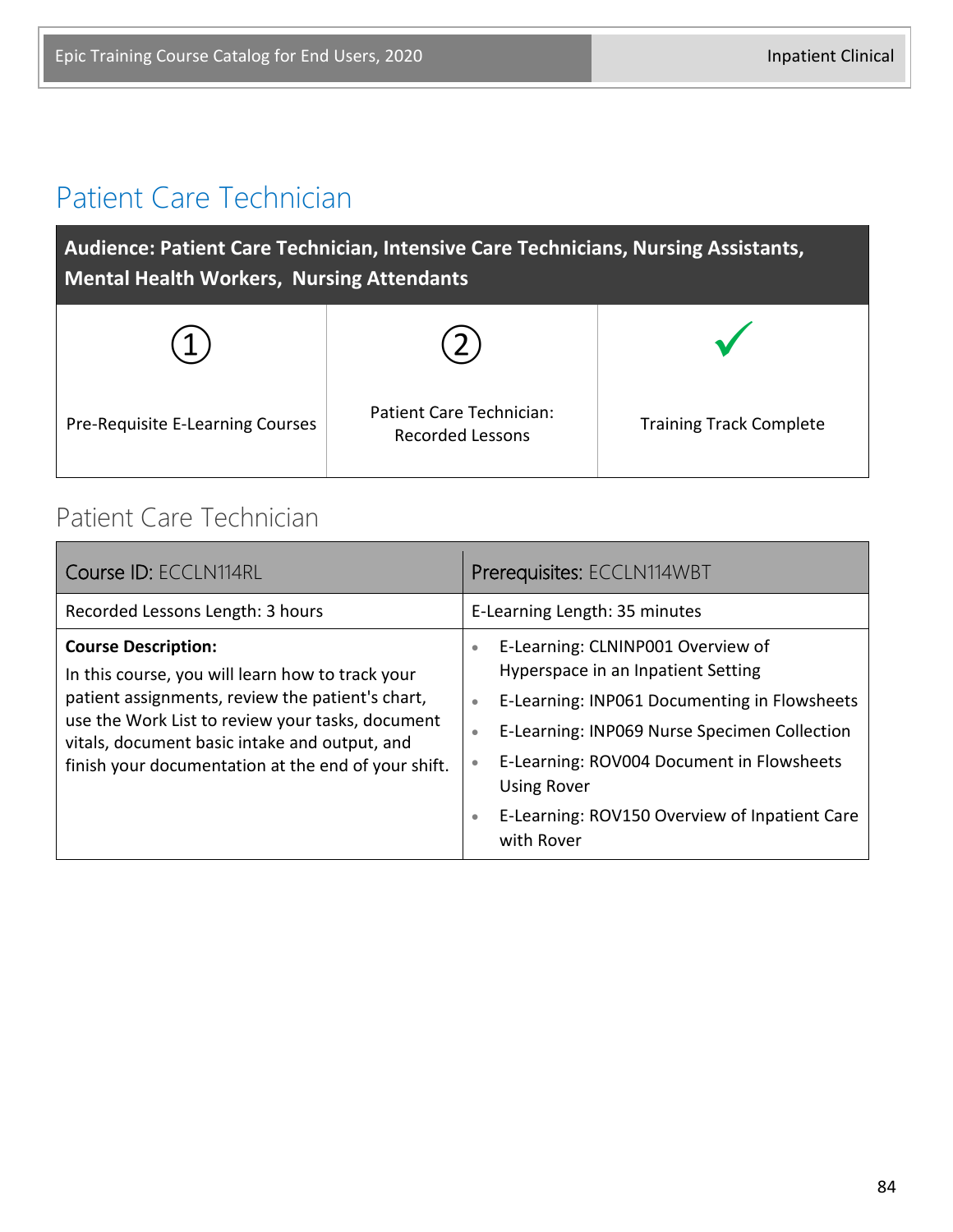# Patient Care Technician

| Audience: Patient Care Technician, Intensive Care Technicians, Nursing Assistants, Mental Health Workers, Nursing Attendants | | |
|---|---|---|
| ① Pre-Requisite E-Learning Courses | ② Patient Care Technician: Recorded Lessons | ✓ Training Track Complete |

## Patient Care Technician

| Course ID: ECCLN114RL | Prerequisites: ECCLN114WBT |
|---|---|
| Recorded Lessons Length: 3 hours | E-Learning Length: 35 minutes |
| **Course Description:** In this course, you will learn how to track your patient assignments, review the patient's chart, use the Work List to review your tasks, document vitals, document basic intake and output, and finish your documentation at the end of your shift. | • E-Learning: CLNINP001 Overview of Hyperspace in an Inpatient Setting<br>• E-Learning: INP061 Documenting in Flowsheets<br>• E-Learning: INP069 Nurse Specimen Collection<br>• E-Learning: ROV004 Document in Flowsheets Using Rover<br>• E-Learning: ROV150 Overview of Inpatient Care with Rover |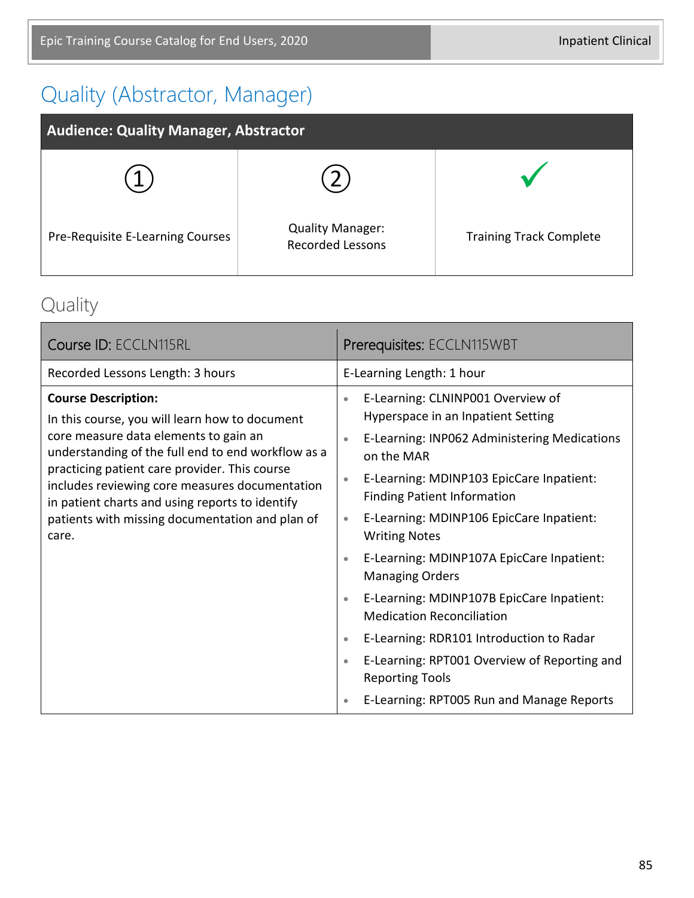# Quality (Abstractor, Manager)

| Audience: Quality Manager, Abstractor | | |
|---|---|---|
| ① Pre-Requisite E-Learning Courses | ② Quality Manager: Recorded Lessons | ✓ Training Track Complete |

## Quality

| Course ID: ECCLN115RL | Prerequisites: ECCLN115WBT |
|---|---|
| Recorded Lessons Length: 3 hours | E-Learning Length: 1 hour |
| **Course Description:** In this course, you will learn how to document core measure data elements to gain an understanding of the full end to end workflow as a practicing patient care provider. This course includes reviewing core measures documentation in patient charts and using reports to identify patients with missing documentation and plan of care. | • E-Learning: CLNINP001 Overview of Hyperspace in an Inpatient Setting<br>• E-Learning: INP062 Administering Medications on the MAR<br>• E-Learning: MDINP103 EpicCare Inpatient: Finding Patient Information<br>• E-Learning: MDINP106 EpicCare Inpatient: Writing Notes<br>• E-Learning: MDINP107A EpicCare Inpatient: Managing Orders<br>• E-Learning: MDINP107B EpicCare Inpatient: Medication Reconciliation<br>• E-Learning: RDR101 Introduction to Radar<br>• E-Learning: RPT001 Overview of Reporting and Reporting Tools<br>• E-Learning: RPT005 Run and Manage Reports |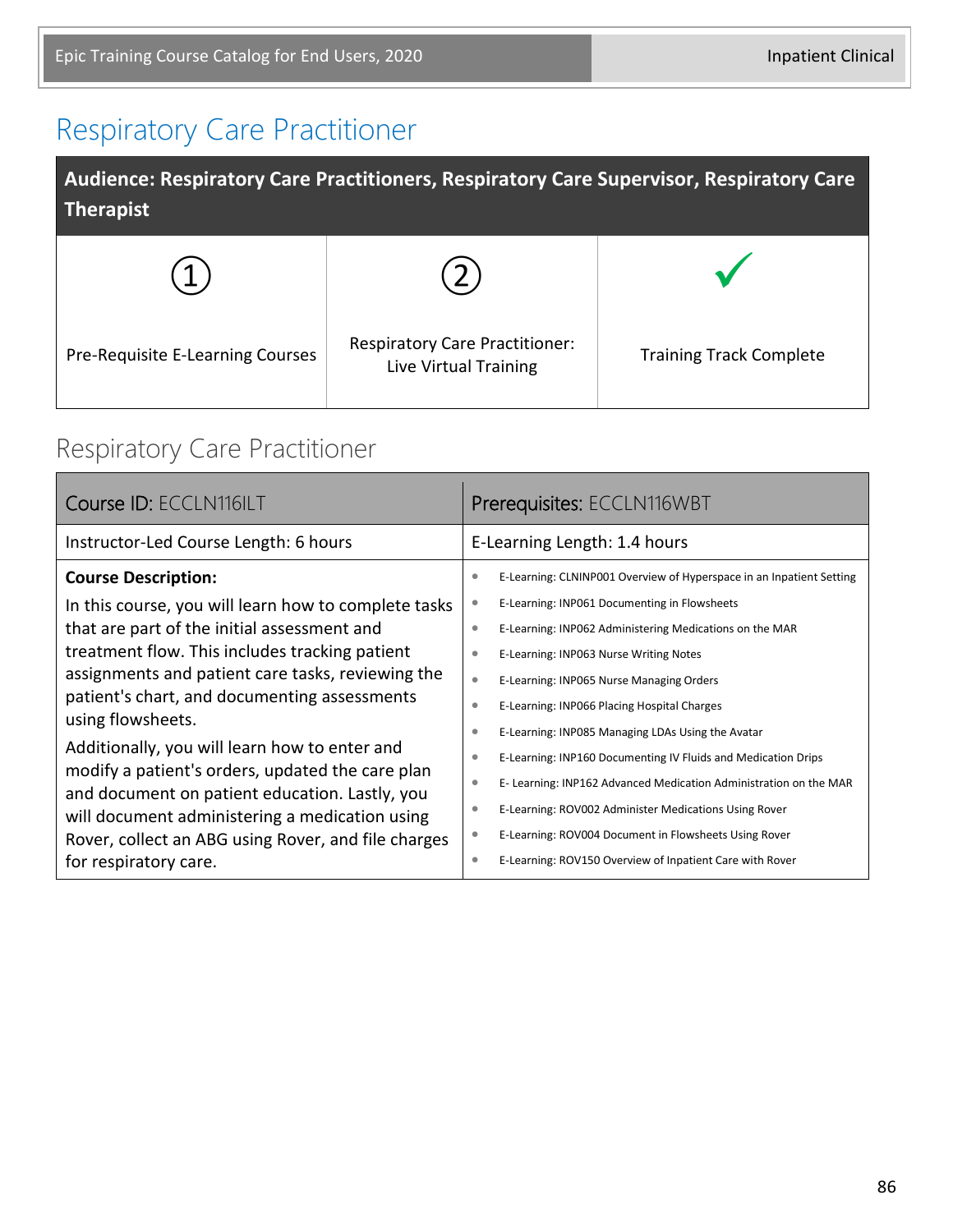# Respiratory Care Practitioner

| Audience: Respiratory Care Practitioners, Respiratory Care Supervisor, Respiratory Care Therapist | | |
|---|---|---|
| ① | ② | ✓ |
| Pre-Requisite E-Learning Courses | Respiratory Care Practitioner: Live Virtual Training | Training Track Complete |

## Respiratory Care Practitioner

| Course ID: ECCLN116ILT | Prerequisites: ECCLN116WBT |
|---|---|
| Instructor-Led Course Length: 6 hours | E-Learning Length: 1.4 hours |
| **Course Description:**<br>In this course, you will learn how to complete tasks that are part of the initial assessment and treatment flow. This includes tracking patient assignments and patient care tasks, reviewing the patient's chart, and documenting assessments using flowsheets.<br>Additionally, you will learn how to enter and modify a patient's orders, updated the care plan and document on patient education. Lastly, you will document administering a medication using Rover, collect an ABG using Rover, and file charges for respiratory care. | • E-Learning: CLNINP001 Overview of Hyperspace in an Inpatient Setting<br>• E-Learning: INP061 Documenting in Flowsheets<br>• E-Learning: INP062 Administering Medications on the MAR<br>• E-Learning: INP063 Nurse Writing Notes<br>• E-Learning: INP065 Nurse Managing Orders<br>• E-Learning: INP066 Placing Hospital Charges<br>• E-Learning: INP085 Managing LDAs Using the Avatar<br>• E-Learning: INP160 Documenting IV Fluids and Medication Drips<br>• E- Learning: INP162 Advanced Medication Administration on the MAR<br>• E-Learning: ROV002 Administer Medications Using Rover<br>• E-Learning: ROV004 Document in Flowsheets Using Rover<br>• E-Learning: ROV150 Overview of Inpatient Care with Rover |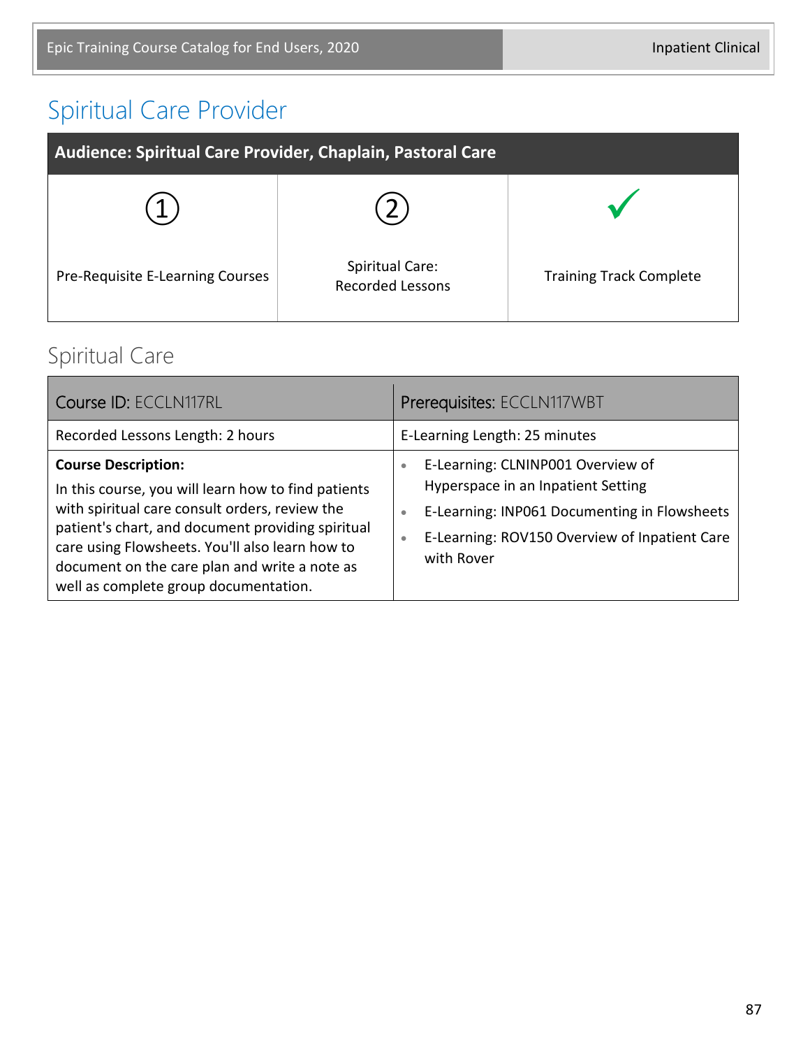# Spiritual Care Provider

| Audience: Spiritual Care Provider, Chaplain, Pastoral Care | | |
|---|---|---|
| ① | ② | ✓ |
| Pre-Requisite E-Learning Courses | Spiritual Care: Recorded Lessons | Training Track Complete |

## Spiritual Care

| Course ID: ECCLN117RL | Prerequisites: ECCLN117WBT |
|---|---|
| Recorded Lessons Length: 2 hours | E-Learning Length: 25 minutes |
| **Course Description:** In this course, you will learn how to find patients with spiritual care consult orders, review the patient's chart, and document providing spiritual care using Flowsheets. You'll also learn how to document on the care plan and write a note as well as complete group documentation. | • E-Learning: CLNINP001 Overview of Hyperspace in an Inpatient Setting<br>• E-Learning: INP061 Documenting in Flowsheets<br>• E-Learning: ROV150 Overview of Inpatient Care with Rover |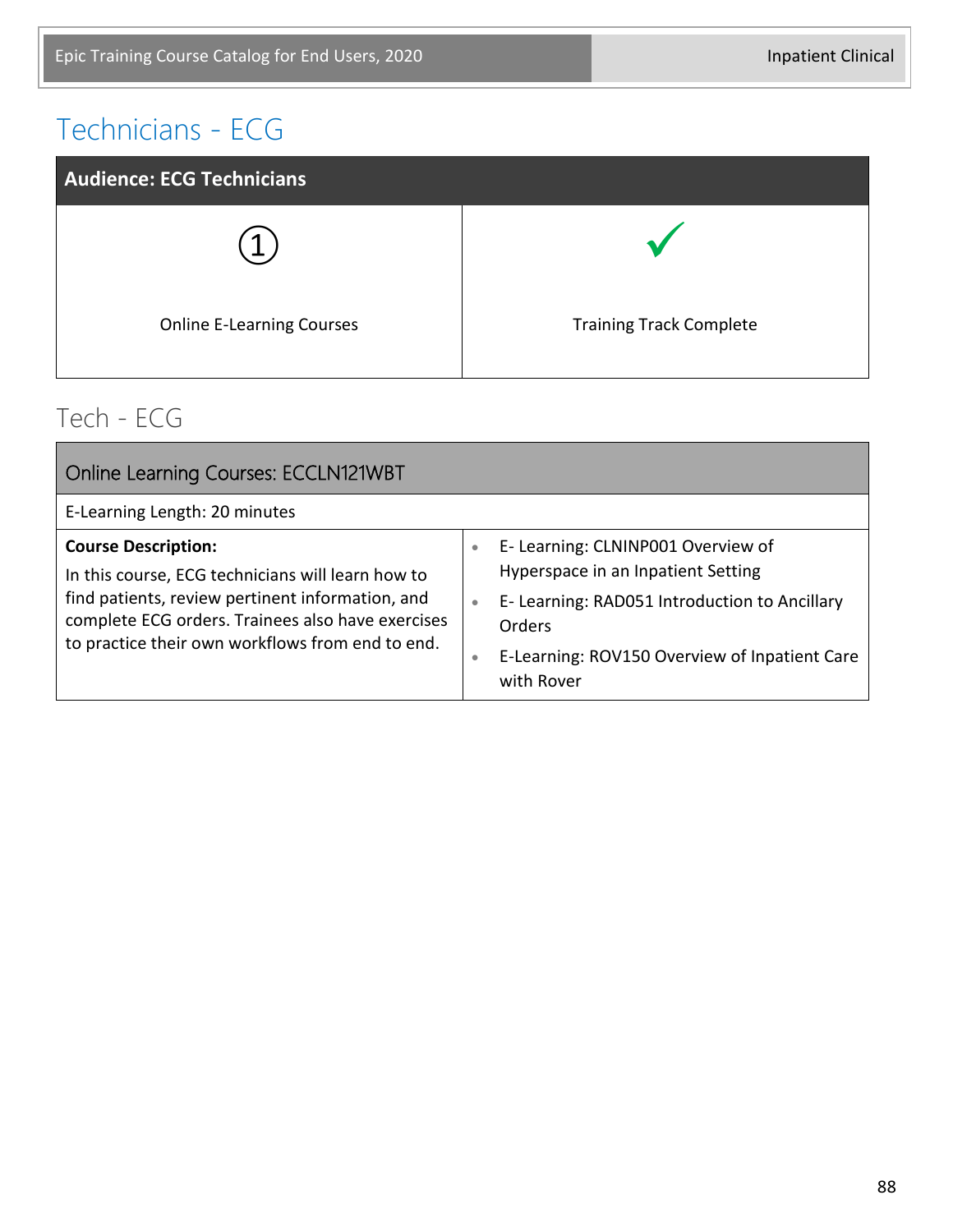# Technicians - ECG

| Audience: ECG Technicians | |
|---|---|
| ① Online E-Learning Courses | ✓ Training Track Complete |

## Tech - ECG

| Online Learning Courses: ECCLN121WBT | |
|---|---|
| E-Learning Length: 20 minutes | |
| **Course Description:** In this course, ECG technicians will learn how to find patients, review pertinent information, and complete ECG orders. Trainees also have exercises to practice their own workflows from end to end. | • E- Learning: CLNINP001 Overview of Hyperspace in an Inpatient Setting<br>• E- Learning: RAD051 Introduction to Ancillary Orders<br>• E-Learning: ROV150 Overview of Inpatient Care with Rover |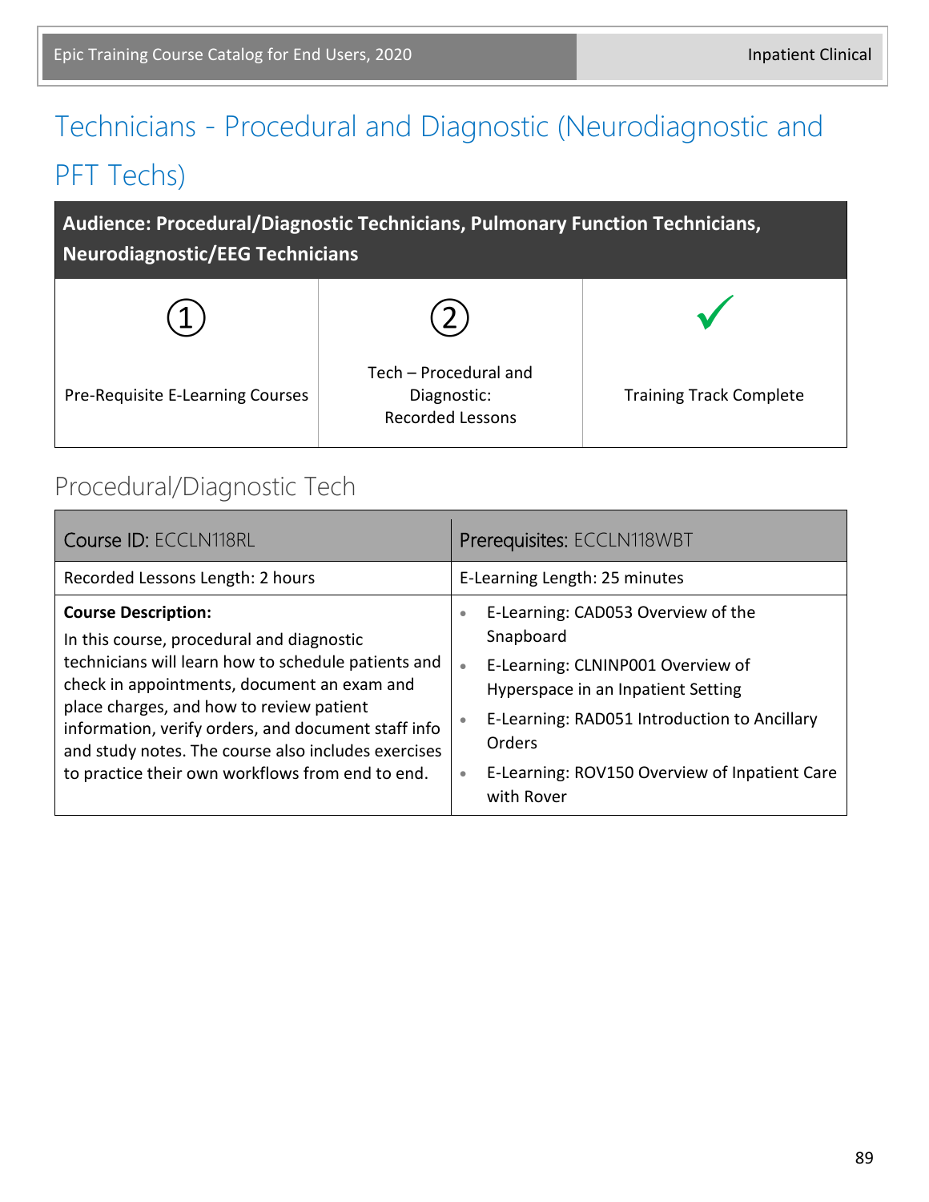# Technicians - Procedural and Diagnostic (Neurodiagnostic and PFT Techs)

| Audience: Procedural/Diagnostic Technicians, Pulmonary Function Technicians, Neurodiagnostic/EEG Technicians | | |
|---|---|---|
| ① Pre-Requisite E-Learning Courses | ② Tech – Procedural and Diagnostic: Recorded Lessons | ✓ Training Track Complete |

## Procedural/Diagnostic Tech

| Course ID: ECCLN118RL | Prerequisites: ECCLN118WBT |
|---|---|
| Recorded Lessons Length: 2 hours | E-Learning Length: 25 minutes |
| **Course Description:** In this course, procedural and diagnostic technicians will learn how to schedule patients and check in appointments, document an exam and place charges, and how to review patient information, verify orders, and document staff info and study notes. The course also includes exercises to practice their own workflows from end to end. | • E-Learning: CAD053 Overview of the Snapboard<br>• E-Learning: CLNINP001 Overview of Hyperspace in an Inpatient Setting<br>• E-Learning: RAD051 Introduction to Ancillary Orders<br>• E-Learning: ROV150 Overview of Inpatient Care with Rover |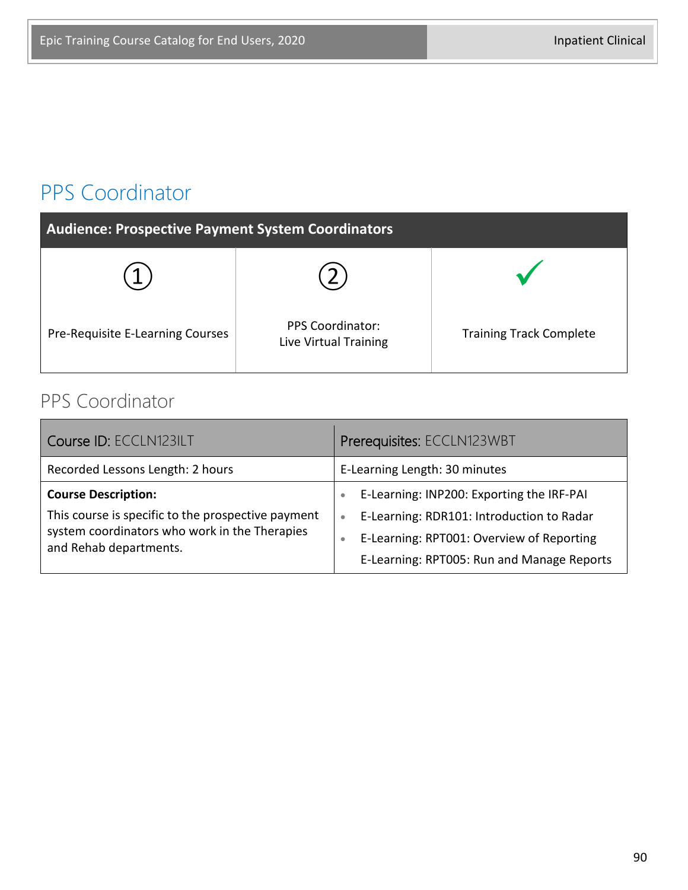## PPS Coordinator

| Audience: Prospective Payment System Coordinators | | |
|---|---|---|
| ① | ② | ✓ |
| Pre-Requisite E-Learning Courses | PPS Coordinator: Live Virtual Training | Training Track Complete |

### PPS Coordinator

| Course ID: ECCLN123ILT | Prerequisites: ECCLN123WBT |
|---|---|
| Recorded Lessons Length: 2 hours | E-Learning Length: 30 minutes |
| **Course Description:** This course is specific to the prospective payment system coordinators who work in the Therapies and Rehab departments. | • E-Learning: INP200: Exporting the IRF-PAI<br>• E-Learning: RDR101: Introduction to Radar<br>• E-Learning: RPT001: Overview of Reporting<br>E-Learning: RPT005: Run and Manage Reports |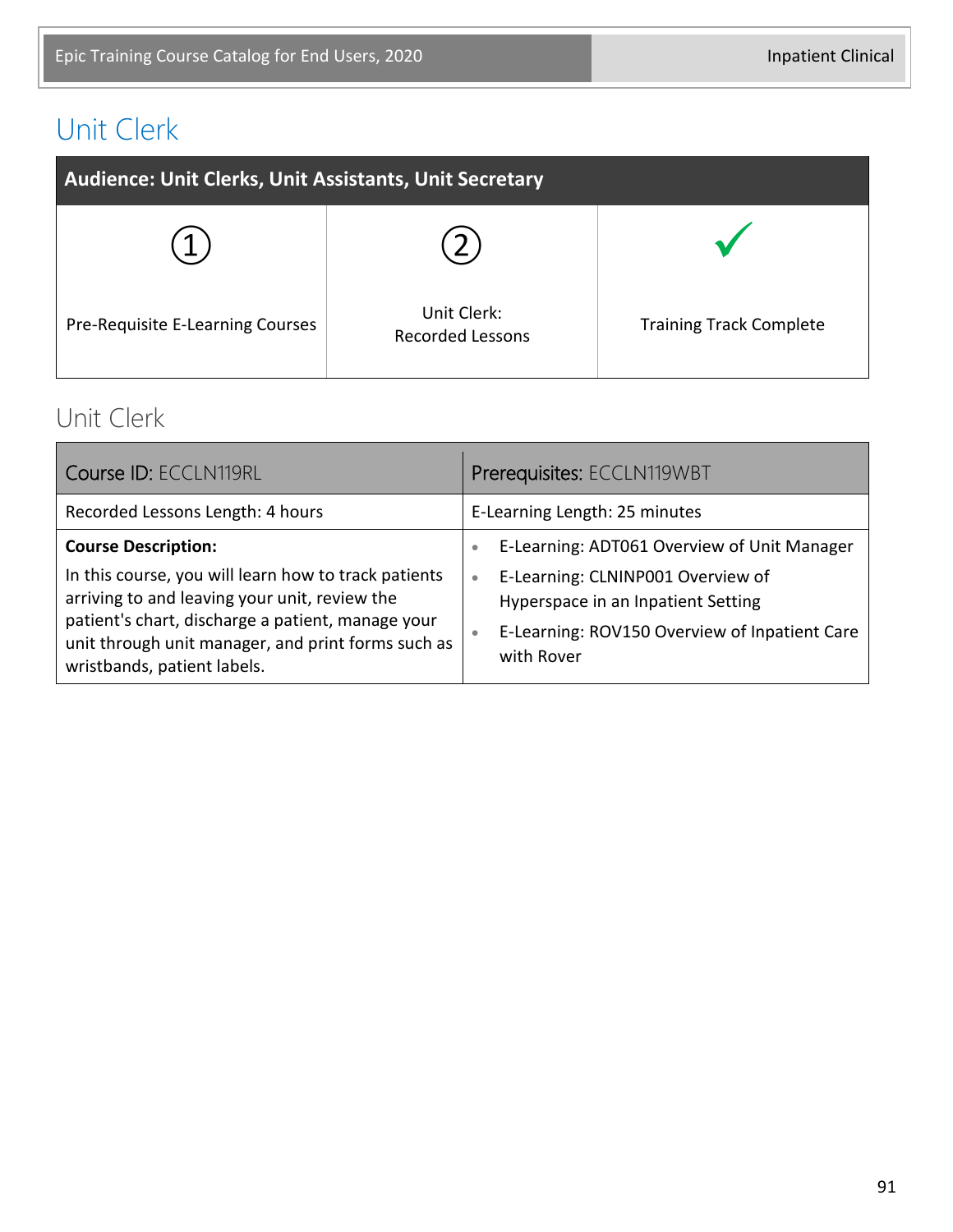# Unit Clerk

| Audience: Unit Clerks, Unit Assistants, Unit Secretary | | |
|---|---|---|
| ① | ② | ✓ |
| Pre-Requisite E-Learning Courses | Unit Clerk: Recorded Lessons | Training Track Complete |

## Unit Clerk

| Course ID: ECCLN119RL | Prerequisites: ECCLN119WBT |
|---|---|
| Recorded Lessons Length: 4 hours | E-Learning Length: 25 minutes |
| **Course Description:** In this course, you will learn how to track patients arriving to and leaving your unit, review the patient's chart, discharge a patient, manage your unit through unit manager, and print forms such as wristbands, patient labels. | • E-Learning: ADT061 Overview of Unit Manager<br>• E-Learning: CLNINP001 Overview of Hyperspace in an Inpatient Setting<br>• E-Learning: ROV150 Overview of Inpatient Care with Rover |